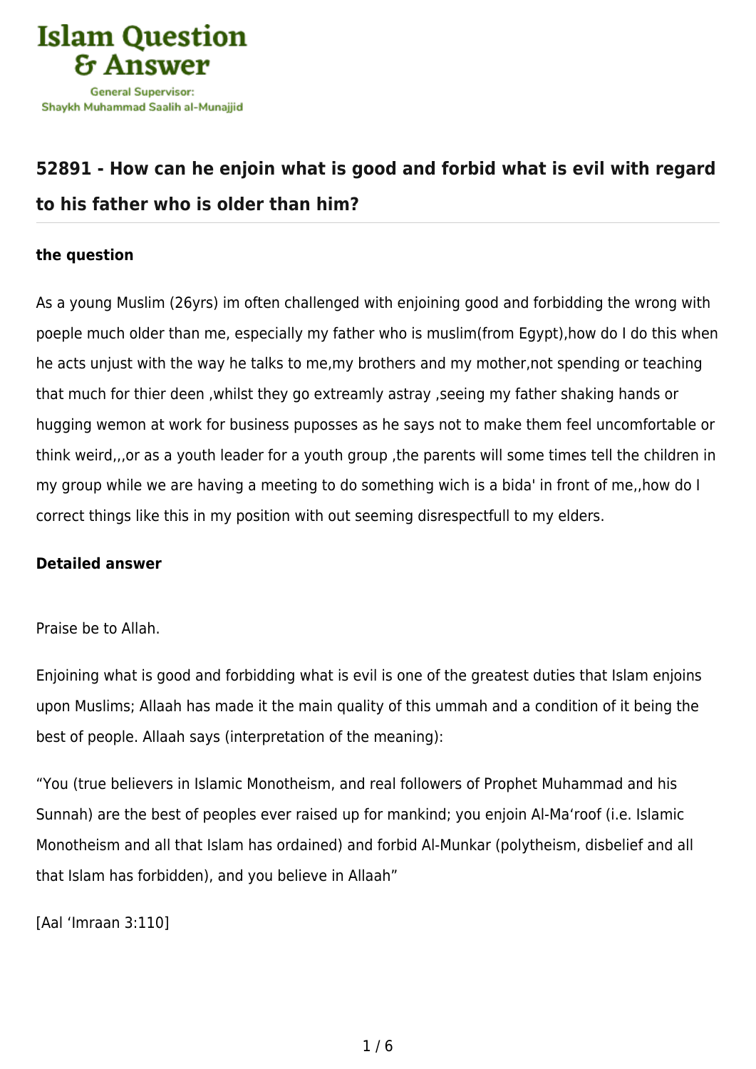Islam Question & Answer

General Supervisor: Shaykh Muhammad Saalih al-Munajjid

## 52891 - How can he enjoin what is good and forbid what is evil with regard to his father who is older than him?

### the question

As a young Muslim (26yrs) im often challenged with enjoining good and forbidding the wrong with poeple much older than me, especially my father who is muslim(from Egypt),how do I do this when he acts unjust with the way he talks to me,my brothers and my mother,not spending or teaching that much for thier deen ,whilst they go extreamly astray ,seeing my father shaking hands or hugging wemon at work for business puposses as he says not to make them feel uncomfortable or think weird,,,or as a youth leader for a youth group ,the parents will some times tell the children in my group while we are having a meeting to do something wich is a bida' in front of me,,how do I correct things like this in my position with out seeming disrespectfull to my elders.

### Detailed answer

Praise be to Allah.

Enjoining what is good and forbidding what is evil is one of the greatest duties that Islam enjoins upon Muslims; Allaah has made it the main quality of this ummah and a condition of it being the best of people. Allaah says (interpretation of the meaning):

“You (true believers in Islamic Monotheism, and real followers of Prophet Muhammad and his Sunnah) are the best of peoples ever raised up for mankind; you enjoin Al-Ma‘roof (i.e. Islamic Monotheism and all that Islam has ordained) and forbid Al-Munkar (polytheism, disbelief and all that Islam has forbidden), and you believe in Allaah”

[Aal ‘Imraan 3:110]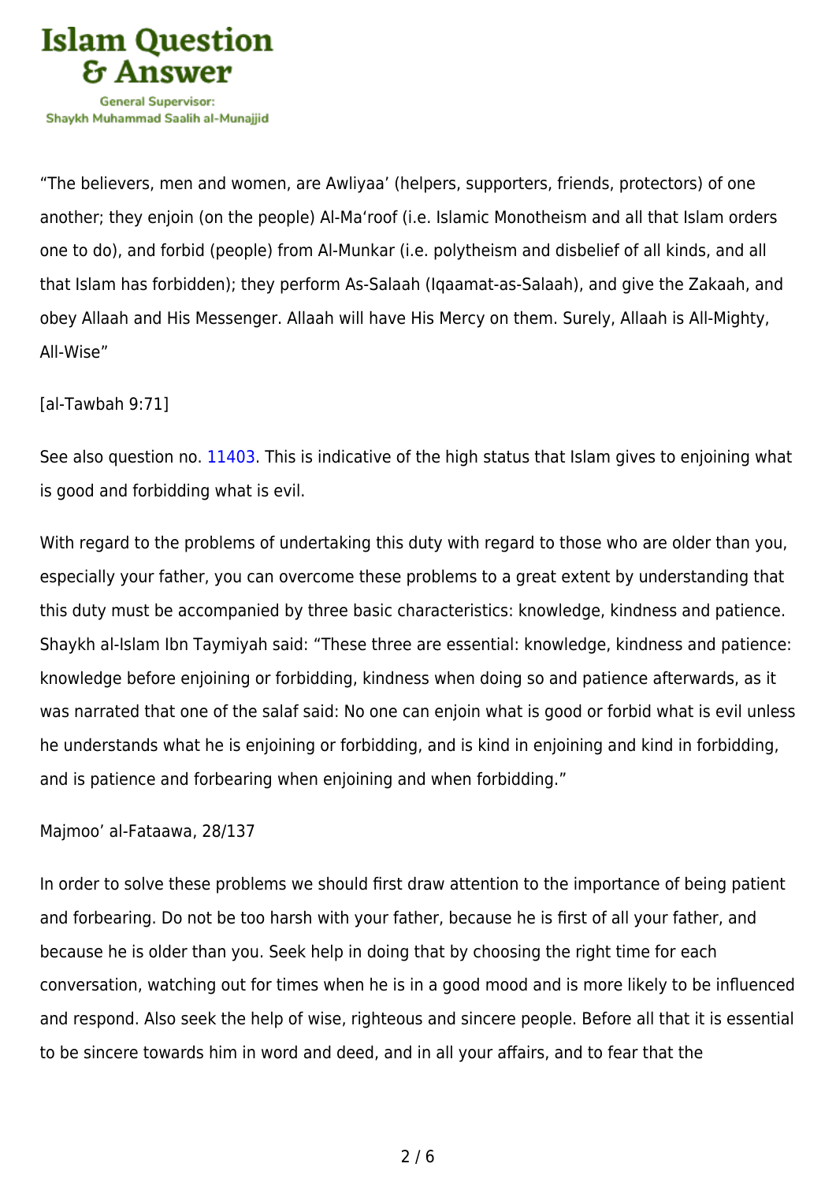"The believers, men and women, are Awliyaa' (helpers, supporters, friends, protectors) of one another; they enjoin (on the people) Al-Ma'roof (i.e. Islamic Monotheism and all that Islam orders one to do), and forbid (people) from Al-Munkar (i.e. polytheism and disbelief of all kinds, and all that Islam has forbidden); they perform As-Salaah (Iqaamat-as-Salaah), and give the Zakaah, and obey Allaah and His Messenger. Allaah will have His Mercy on them. Surely, Allaah is All-Mighty, All-Wise"

[al-Tawbah 9:71]

See also question no. 11403. This is indicative of the high status that Islam gives to enjoining what is good and forbidding what is evil.

With regard to the problems of undertaking this duty with regard to those who are older than you, especially your father, you can overcome these problems to a great extent by understanding that this duty must be accompanied by three basic characteristics: knowledge, kindness and patience. Shaykh al-Islam Ibn Taymiyah said: "These three are essential: knowledge, kindness and patience: knowledge before enjoining or forbidding, kindness when doing so and patience afterwards, as it was narrated that one of the salaf said: No one can enjoin what is good or forbid what is evil unless he understands what he is enjoining or forbidding, and is kind in enjoining and kind in forbidding, and is patience and forbearing when enjoining and when forbidding."

Majmoo' al-Fataawa, 28/137

In order to solve these problems we should first draw attention to the importance of being patient and forbearing. Do not be too harsh with your father, because he is first of all your father, and because he is older than you. Seek help in doing that by choosing the right time for each conversation, watching out for times when he is in a good mood and is more likely to be influenced and respond. Also seek the help of wise, righteous and sincere people. Before all that it is essential to be sincere towards him in word and deed, and in all your affairs, and to fear that the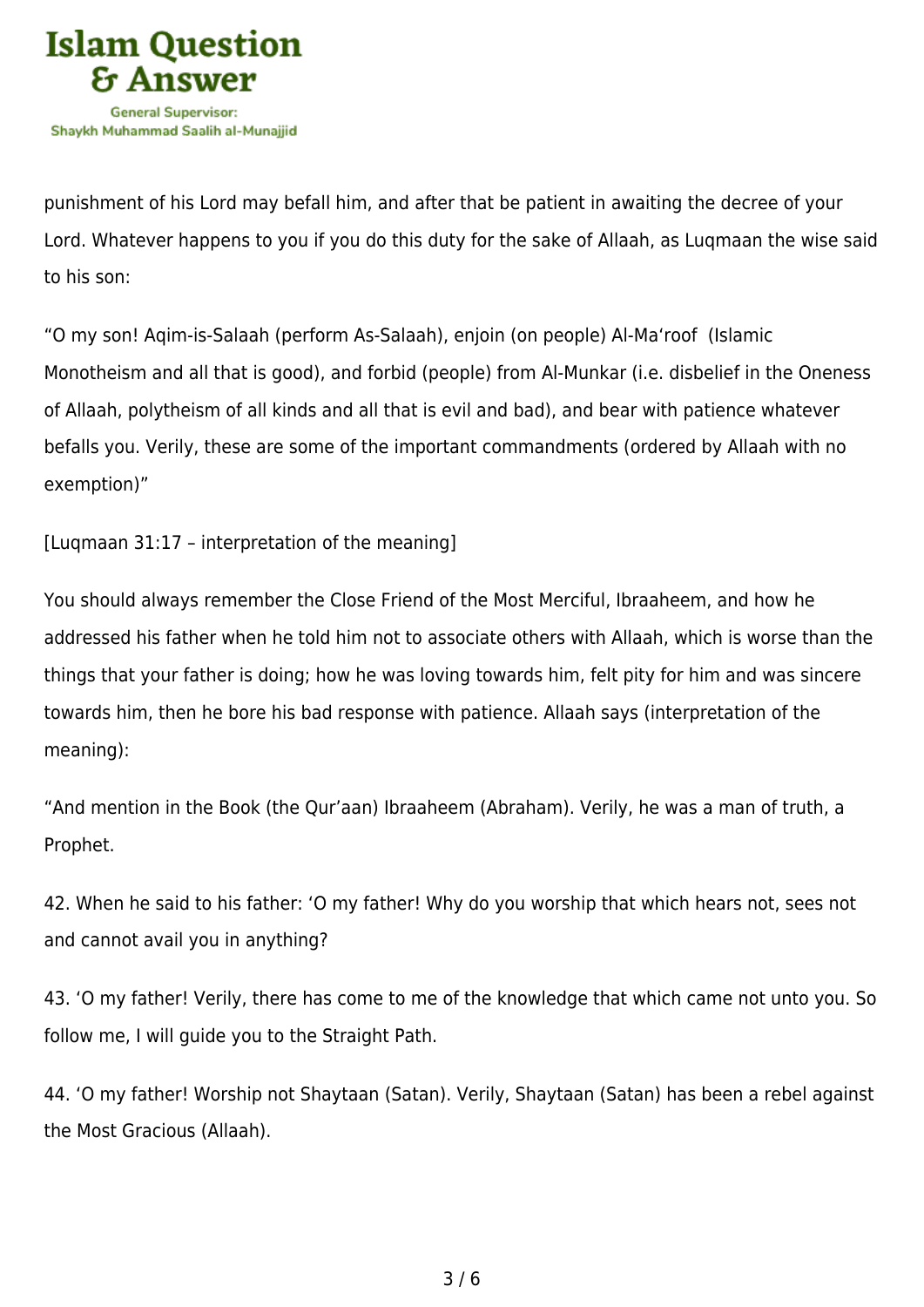punishment of his Lord may befall him, and after that be patient in awaiting the decree of your Lord. Whatever happens to you if you do this duty for the sake of Allaah, as Luqmaan the wise said to his son:

"O my son! Aqim-is-Salaah (perform As-Salaah), enjoin (on people) Al-Ma'roof (Islamic Monotheism and all that is good), and forbid (people) from Al-Munkar (i.e. disbelief in the Oneness of Allaah, polytheism of all kinds and all that is evil and bad), and bear with patience whatever befalls you. Verily, these are some of the important commandments (ordered by Allaah with no exemption)"

[Luqmaan 31:17 – interpretation of the meaning]

You should always remember the Close Friend of the Most Merciful, Ibraaheem, and how he addressed his father when he told him not to associate others with Allaah, which is worse than the things that your father is doing; how he was loving towards him, felt pity for him and was sincere towards him, then he bore his bad response with patience. Allaah says (interpretation of the meaning):

"And mention in the Book (the Qur'aan) Ibraaheem (Abraham). Verily, he was a man of truth, a Prophet.

42. When he said to his father: 'O my father! Why do you worship that which hears not, sees not and cannot avail you in anything?

43. 'O my father! Verily, there has come to me of the knowledge that which came not unto you. So follow me, I will guide you to the Straight Path.

44. 'O my father! Worship not Shaytaan (Satan). Verily, Shaytaan (Satan) has been a rebel against the Most Gracious (Allaah).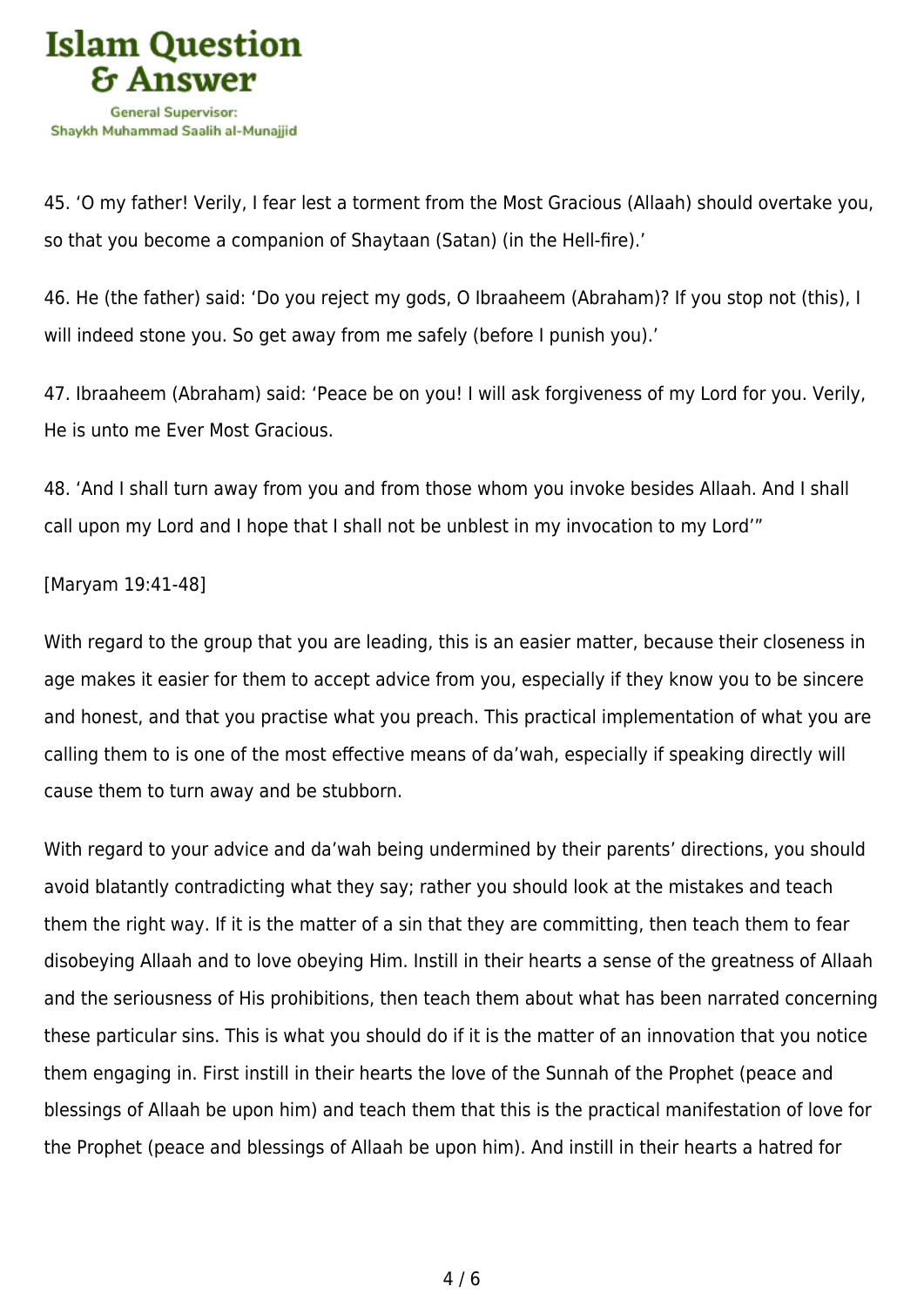45. 'O my father! Verily, I fear lest a torment from the Most Gracious (Allaah) should overtake you, so that you become a companion of Shaytaan (Satan) (in the Hell-fire).'

46. He (the father) said: 'Do you reject my gods, O Ibraaheem (Abraham)? If you stop not (this), I will indeed stone you. So get away from me safely (before I punish you).'

47. Ibraaheem (Abraham) said: 'Peace be on you! I will ask forgiveness of my Lord for you. Verily, He is unto me Ever Most Gracious.

48. 'And I shall turn away from you and from those whom you invoke besides Allaah. And I shall call upon my Lord and I hope that I shall not be unblest in my invocation to my Lord'"

[Maryam 19:41-48]

With regard to the group that you are leading, this is an easier matter, because their closeness in age makes it easier for them to accept advice from you, especially if they know you to be sincere and honest, and that you practise what you preach. This practical implementation of what you are calling them to is one of the most effective means of da'wah, especially if speaking directly will cause them to turn away and be stubborn.

With regard to your advice and da'wah being undermined by their parents' directions, you should avoid blatantly contradicting what they say; rather you should look at the mistakes and teach them the right way. If it is the matter of a sin that they are committing, then teach them to fear disobeying Allaah and to love obeying Him. Instill in their hearts a sense of the greatness of Allaah and the seriousness of His prohibitions, then teach them about what has been narrated concerning these particular sins. This is what you should do if it is the matter of an innovation that you notice them engaging in. First instill in their hearts the love of the Sunnah of the Prophet (peace and blessings of Allaah be upon him) and teach them that this is the practical manifestation of love for the Prophet (peace and blessings of Allaah be upon him). And instill in their hearts a hatred for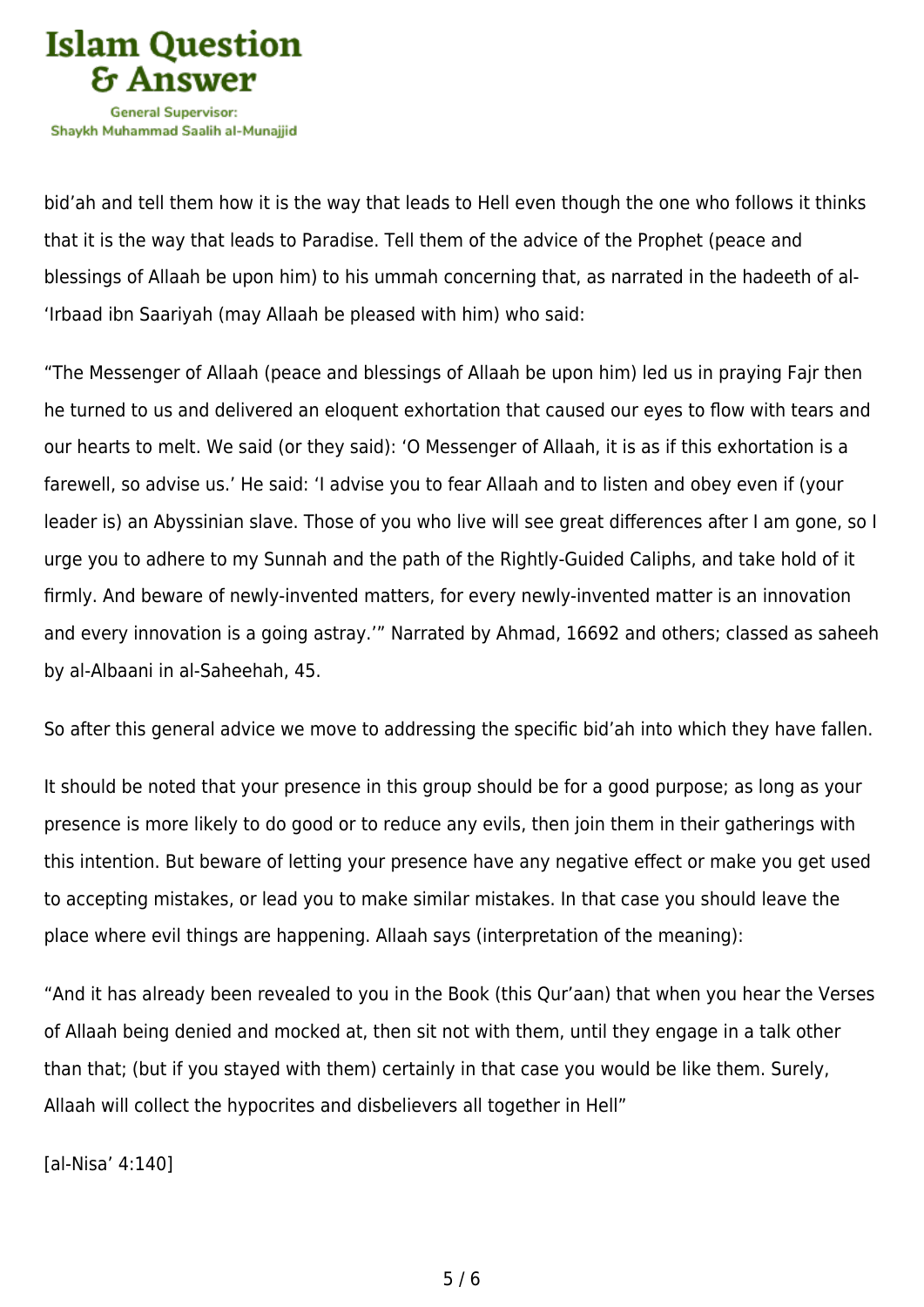bid'ah and tell them how it is the way that leads to Hell even though the one who follows it thinks that it is the way that leads to Paradise. Tell them of the advice of the Prophet (peace and blessings of Allaah be upon him) to his ummah concerning that, as narrated in the hadeeth of al-'Irbaad ibn Saariyah (may Allaah be pleased with him) who said:

"The Messenger of Allaah (peace and blessings of Allaah be upon him) led us in praying Fajr then he turned to us and delivered an eloquent exhortation that caused our eyes to flow with tears and our hearts to melt. We said (or they said): 'O Messenger of Allaah, it is as if this exhortation is a farewell, so advise us.' He said: 'I advise you to fear Allaah and to listen and obey even if (your leader is) an Abyssinian slave. Those of you who live will see great differences after I am gone, so I urge you to adhere to my Sunnah and the path of the Rightly-Guided Caliphs, and take hold of it firmly. And beware of newly-invented matters, for every newly-invented matter is an innovation and every innovation is a going astray.'" Narrated by Ahmad, 16692 and others; classed as saheeh by al-Albaani in al-Saheehah, 45.

So after this general advice we move to addressing the specific bid'ah into which they have fallen.

It should be noted that your presence in this group should be for a good purpose; as long as your presence is more likely to do good or to reduce any evils, then join them in their gatherings with this intention. But beware of letting your presence have any negative effect or make you get used to accepting mistakes, or lead you to make similar mistakes. In that case you should leave the place where evil things are happening. Allaah says (interpretation of the meaning):

"And it has already been revealed to you in the Book (this Qur'aan) that when you hear the Verses of Allaah being denied and mocked at, then sit not with them, until they engage in a talk other than that; (but if you stayed with them) certainly in that case you would be like them. Surely, Allaah will collect the hypocrites and disbelievers all together in Hell"

[al-Nisa' 4:140]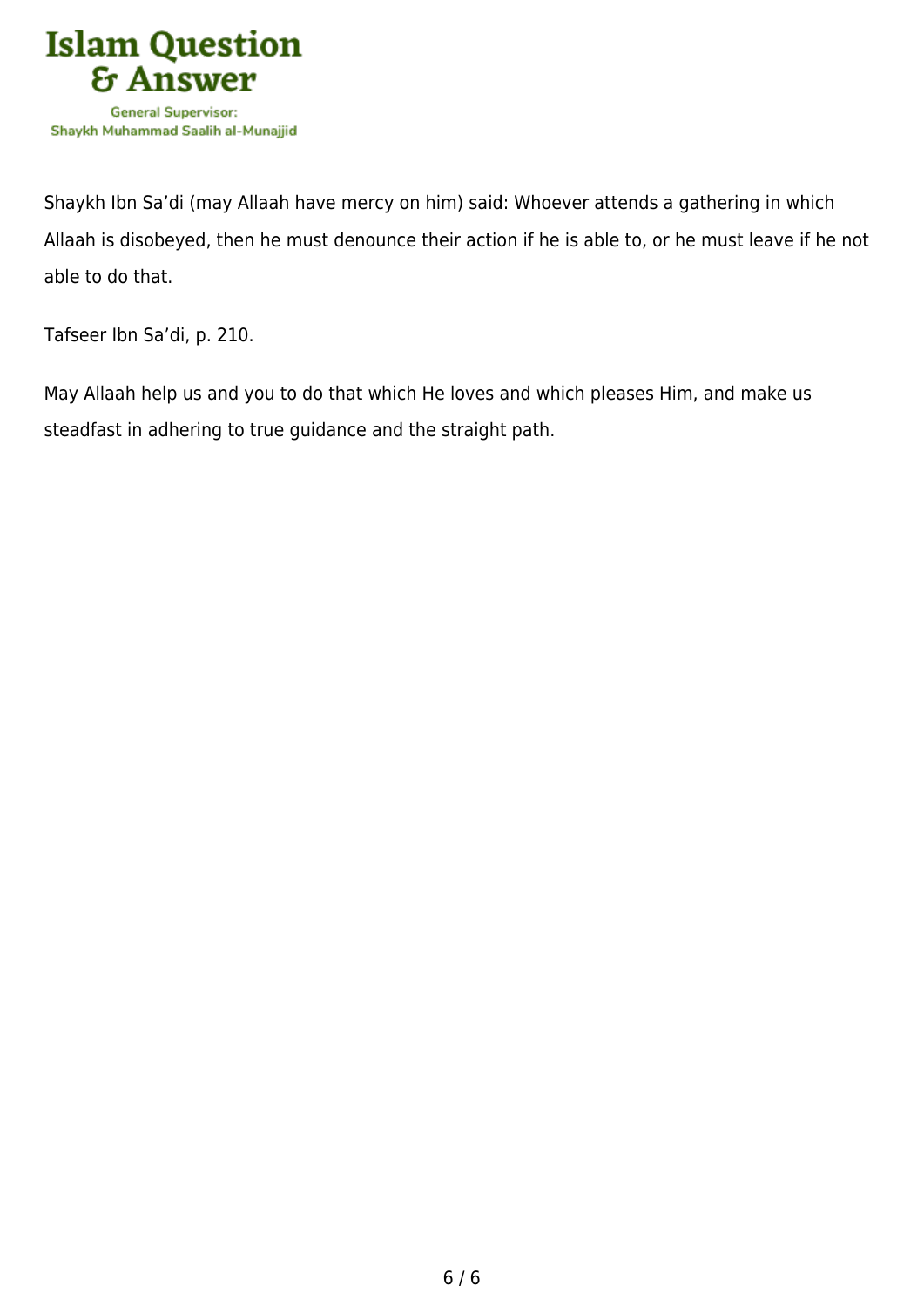Shaykh Ibn Sa'di (may Allaah have mercy on him) said: Whoever attends a gathering in which Allaah is disobeyed, then he must denounce their action if he is able to, or he must leave if he not able to do that.

Tafseer Ibn Sa'di, p. 210.

May Allaah help us and you to do that which He loves and which pleases Him, and make us steadfast in adhering to true guidance and the straight path.